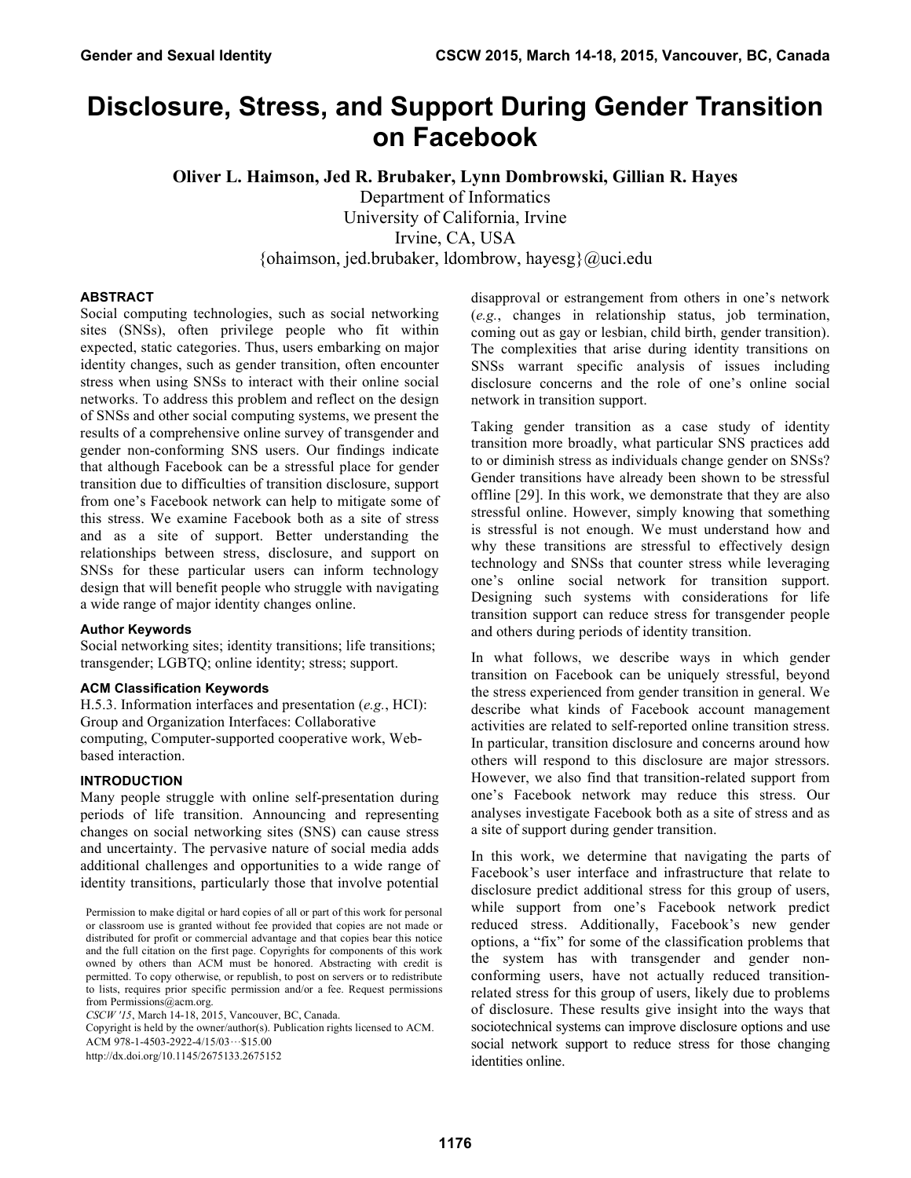# Disclosure, Stress, and Support During Gender Transition on Facebook

**Oliver L. Haimson, Jed R. Brubaker, Lynn Dombrowski, Gillian R. Hayes**

Department of Informatics
University of California, Irvine
Irvine, CA, USA
{ohaimson, jed.brubaker, ldombrow, hayesg}@uci.edu

## ABSTRACT

Social computing technologies, such as social networking sites (SNSs), often privilege people who fit within expected, static categories. Thus, users embarking on major identity changes, such as gender transition, often encounter stress when using SNSs to interact with their online social networks. To address this problem and reflect on the design of SNSs and other social computing systems, we present the results of a comprehensive online survey of transgender and gender non-conforming SNS users. Our findings indicate that although Facebook can be a stressful place for gender transition due to difficulties of transition disclosure, support from one's Facebook network can help to mitigate some of this stress. We examine Facebook both as a site of stress and as a site of support. Better understanding the relationships between stress, disclosure, and support on SNSs for these particular users can inform technology design that will benefit people who struggle with navigating a wide range of major identity changes online.

### Author Keywords

Social networking sites; identity transitions; life transitions; transgender; LGBTQ; online identity; stress; support.

### ACM Classification Keywords

H.5.3. Information interfaces and presentation (*e.g.*, HCI): Group and Organization Interfaces: Collaborative computing, Computer-supported cooperative work, Web-based interaction.

## INTRODUCTION

Many people struggle with online self-presentation during periods of life transition. Announcing and representing changes on social networking sites (SNS) can cause stress and uncertainty. The pervasive nature of social media adds additional challenges and opportunities to a wide range of identity transitions, particularly those that involve potential disapproval or estrangement from others in one's network (*e.g.*, changes in relationship status, job termination, coming out as gay or lesbian, child birth, gender transition). The complexities that arise during identity transitions on SNSs warrant specific analysis of issues including disclosure concerns and the role of one's online social network in transition support.

Taking gender transition as a case study of identity transition more broadly, what particular SNS practices add to or diminish stress as individuals change gender on SNSs? Gender transitions have already been shown to be stressful offline [29]. In this work, we demonstrate that they are also stressful online. However, simply knowing that something is stressful is not enough. We must understand how and why these transitions are stressful to effectively design technology and SNSs that counter stress while leveraging one's online social network for transition support. Designing such systems with considerations for life transition support can reduce stress for transgender people and others during periods of identity transition.

In what follows, we describe ways in which gender transition on Facebook can be uniquely stressful, beyond the stress experienced from gender transition in general. We describe what kinds of Facebook account management activities are related to self-reported online transition stress. In particular, transition disclosure and concerns around how others will respond to this disclosure are major stressors. However, we also find that transition-related support from one's Facebook network may reduce this stress. Our analyses investigate Facebook both as a site of stress and as a site of support during gender transition.

In this work, we determine that navigating the parts of Facebook's user interface and infrastructure that relate to disclosure predict additional stress for this group of users, while support from one's Facebook network predict reduced stress. Additionally, Facebook's new gender options, a "fix" for some of the classification problems that the system has with transgender and gender non-conforming users, have not actually reduced transition-related stress for this group of users, likely due to problems of disclosure. These results give insight into the ways that sociotechnical systems can improve disclosure options and use social network support to reduce stress for those changing identities online.

Permission to make digital or hard copies of all or part of this work for personal or classroom use is granted without fee provided that copies are not made or distributed for profit or commercial advantage and that copies bear this notice and the full citation on the first page. Copyrights for components of this work owned by others than ACM must be honored. Abstracting with credit is permitted. To copy otherwise, or republish, to post on servers or to redistribute to lists, requires prior specific permission and/or a fee. Request permissions from Permissions@acm.org.
*CSCW '15*, March 14-18, 2015, Vancouver, BC, Canada.
Copyright is held by the owner/author(s). Publication rights licensed to ACM.
ACM 978-1-4503-2922-4/15/03…$15.00
http://dx.doi.org/10.1145/2675133.2675152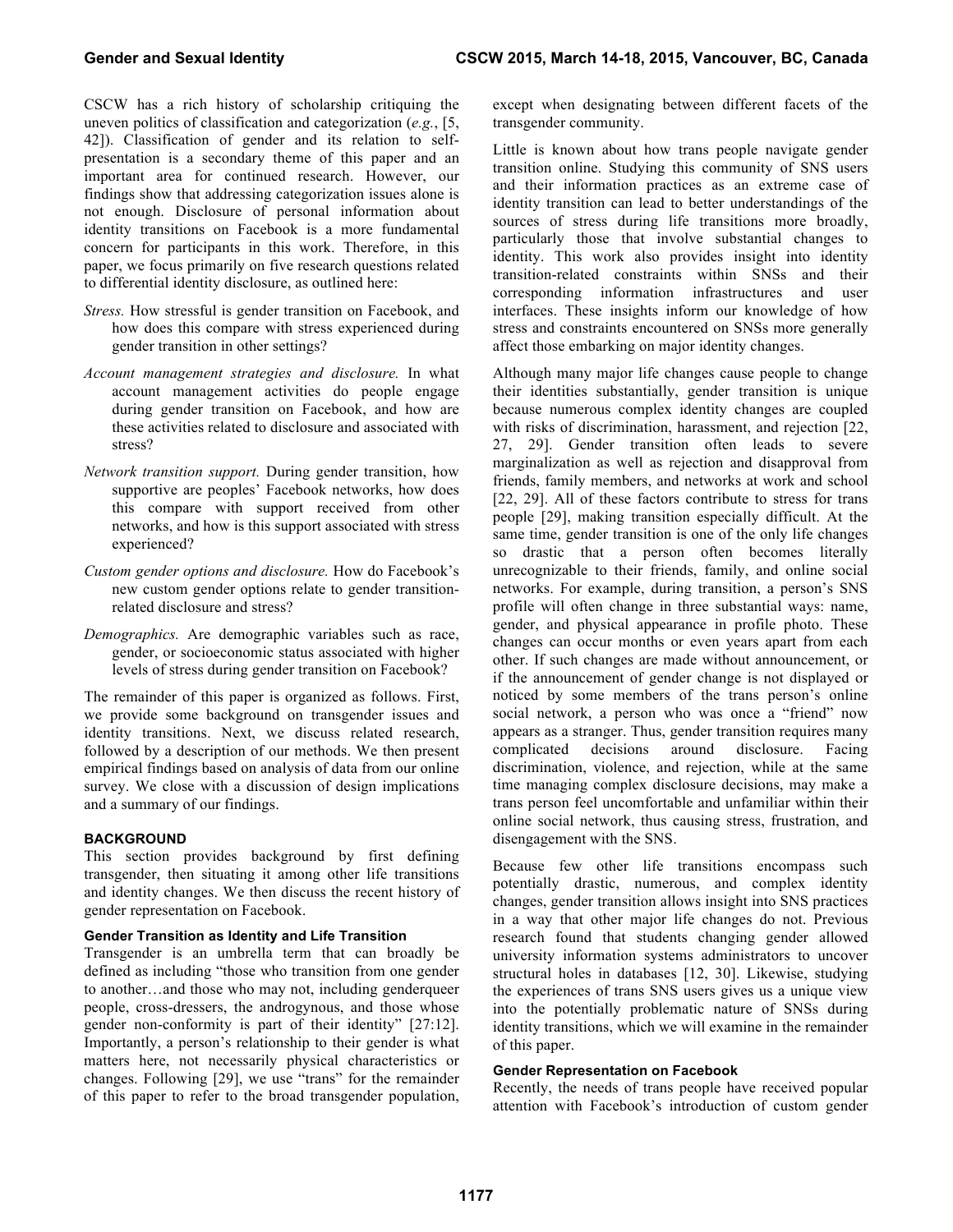CSCW has a rich history of scholarship critiquing the uneven politics of classification and categorization (*e.g.*, [5, 42]). Classification of gender and its relation to self-presentation is a secondary theme of this paper and an important area for continued research. However, our findings show that addressing categorization issues alone is not enough. Disclosure of personal information about identity transitions on Facebook is a more fundamental concern for participants in this work. Therefore, in this paper, we focus primarily on five research questions related to differential identity disclosure, as outlined here:

*Stress.* How stressful is gender transition on Facebook, and how does this compare with stress experienced during gender transition in other settings?

*Account management strategies and disclosure.* In what account management activities do people engage during gender transition on Facebook, and how are these activities related to disclosure and associated with stress?

*Network transition support.* During gender transition, how supportive are peoples' Facebook networks, how does this compare with support received from other networks, and how is this support associated with stress experienced?

*Custom gender options and disclosure.* How do Facebook's new custom gender options relate to gender transition-related disclosure and stress?

*Demographics.* Are demographic variables such as race, gender, or socioeconomic status associated with higher levels of stress during gender transition on Facebook?

The remainder of this paper is organized as follows. First, we provide some background on transgender issues and identity transitions. Next, we discuss related research, followed by a description of our methods. We then present empirical findings based on analysis of data from our online survey. We close with a discussion of design implications and a summary of our findings.

## BACKGROUND

This section provides background by first defining transgender, then situating it among other life transitions and identity changes. We then discuss the recent history of gender representation on Facebook.

### Gender Transition as Identity and Life Transition

Transgender is an umbrella term that can broadly be defined as including "those who transition from one gender to another…and those who may not, including genderqueer people, cross-dressers, the androgynous, and those whose gender non-conformity is part of their identity" [27:12]. Importantly, a person's relationship to their gender is what matters here, not necessarily physical characteristics or changes. Following [29], we use "trans" for the remainder of this paper to refer to the broad transgender population, except when designating between different facets of the transgender community.

Little is known about how trans people navigate gender transition online. Studying this community of SNS users and their information practices as an extreme case of identity transition can lead to better understandings of the sources of stress during life transitions more broadly, particularly those that involve substantial changes to identity. This work also provides insight into identity transition-related constraints within SNSs and their corresponding information infrastructures and user interfaces. These insights inform our knowledge of how stress and constraints encountered on SNSs more generally affect those embarking on major identity changes.

Although many major life changes cause people to change their identities substantially, gender transition is unique because numerous complex identity changes are coupled with risks of discrimination, harassment, and rejection [22, 27, 29]. Gender transition often leads to severe marginalization as well as rejection and disapproval from friends, family members, and networks at work and school [22, 29]. All of these factors contribute to stress for trans people [29], making transition especially difficult. At the same time, gender transition is one of the only life changes so drastic that a person often becomes literally unrecognizable to their friends, family, and online social networks. For example, during transition, a person's SNS profile will often change in three substantial ways: name, gender, and physical appearance in profile photo. These changes can occur months or even years apart from each other. If such changes are made without announcement, or if the announcement of gender change is not displayed or noticed by some members of the trans person's online social network, a person who was once a "friend" now appears as a stranger. Thus, gender transition requires many complicated decisions around disclosure. Facing discrimination, violence, and rejection, while at the same time managing complex disclosure decisions, may make a trans person feel uncomfortable and unfamiliar within their online social network, thus causing stress, frustration, and disengagement with the SNS.

Because few other life transitions encompass such potentially drastic, numerous, and complex identity changes, gender transition allows insight into SNS practices in a way that other major life changes do not. Previous research found that students changing gender allowed university information systems administrators to uncover structural holes in databases [12, 30]. Likewise, studying the experiences of trans SNS users gives us a unique view into the potentially problematic nature of SNSs during identity transitions, which we will examine in the remainder of this paper.

### Gender Representation on Facebook

Recently, the needs of trans people have received popular attention with Facebook's introduction of custom gender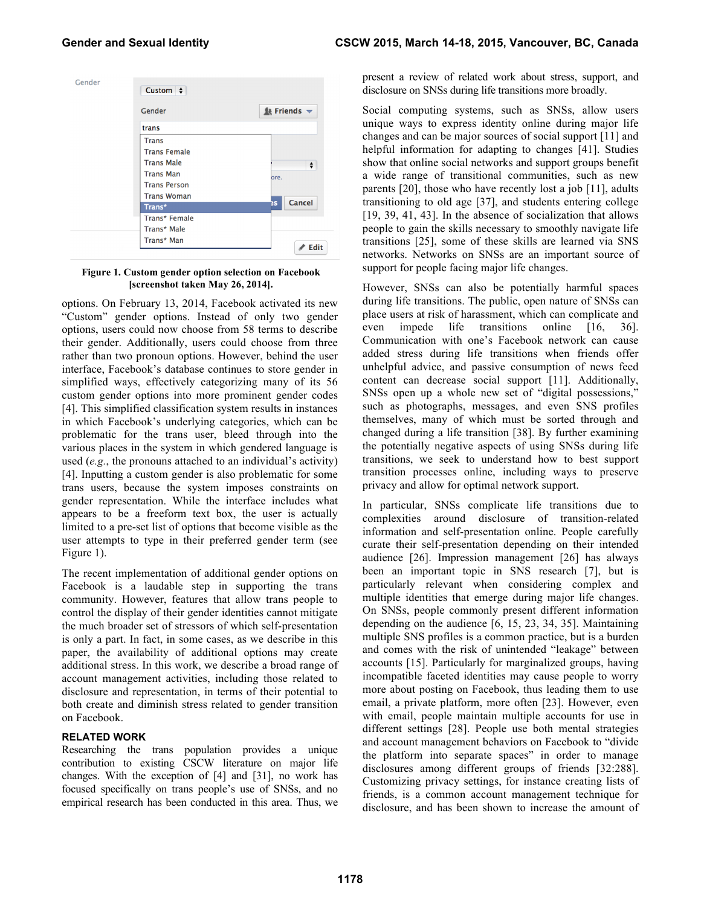Figure 1. Custom gender option selection on Facebook [screenshot taken May 26, 2014].

options. On February 13, 2014, Facebook activated its new "Custom" gender options. Instead of only two gender options, users could now choose from 58 terms to describe their gender. Additionally, users could choose from three rather than two pronoun options. However, behind the user interface, Facebook's database continues to store gender in simplified ways, effectively categorizing many of its 56 custom gender options into more prominent gender codes [4]. This simplified classification system results in instances in which Facebook's underlying categories, which can be problematic for the trans user, bleed through into the various places in the system in which gendered language is used (*e.g.*, the pronouns attached to an individual's activity) [4]. Inputting a custom gender is also problematic for some trans users, because the system imposes constraints on gender representation. While the interface includes what appears to be a freeform text box, the user is actually limited to a pre-set list of options that become visible as the user attempts to type in their preferred gender term (see Figure 1).

The recent implementation of additional gender options on Facebook is a laudable step in supporting the trans community. However, features that allow trans people to control the display of their gender identities cannot mitigate the much broader set of stressors of which self-presentation is only a part. In fact, in some cases, as we describe in this paper, the availability of additional options may create additional stress. In this work, we describe a broad range of account management activities, including those related to disclosure and representation, in terms of their potential to both create and diminish stress related to gender transition on Facebook.

## RELATED WORK

Researching the trans population provides a unique contribution to existing CSCW literature on major life changes. With the exception of [4] and [31], no work has focused specifically on trans people's use of SNSs, and no empirical research has been conducted in this area. Thus, we present a review of related work about stress, support, and disclosure on SNSs during life transitions more broadly.

Social computing systems, such as SNSs, allow users unique ways to express identity online during major life changes and can be major sources of social support [11] and helpful information for adapting to changes [41]. Studies show that online social networks and support groups benefit a wide range of transitional communities, such as new parents [20], those who have recently lost a job [11], adults transitioning to old age [37], and students entering college [19, 39, 41, 43]. In the absence of socialization that allows people to gain the skills necessary to smoothly navigate life transitions [25], some of these skills are learned via SNS networks. Networks on SNSs are an important source of support for people facing major life changes.

However, SNSs can also be potentially harmful spaces during life transitions. The public, open nature of SNSs can place users at risk of harassment, which can complicate and even impede life transitions online [16, 36]. Communication with one's Facebook network can cause added stress during life transitions when friends offer unhelpful advice, and passive consumption of news feed content can decrease social support [11]. Additionally, SNSs open up a whole new set of "digital possessions," such as photographs, messages, and even SNS profiles themselves, many of which must be sorted through and changed during a life transition [38]. By further examining the potentially negative aspects of using SNSs during life transitions, we seek to understand how to best support transition processes online, including ways to preserve privacy and allow for optimal network support.

In particular, SNSs complicate life transitions due to complexities around disclosure of transition-related information and self-presentation online. People carefully curate their self-presentation depending on their intended audience [26]. Impression management [26] has always been an important topic in SNS research [7], but is particularly relevant when considering complex and multiple identities that emerge during major life changes. On SNSs, people commonly present different information depending on the audience [6, 15, 23, 34, 35]. Maintaining multiple SNS profiles is a common practice, but is a burden and comes with the risk of unintended "leakage" between accounts [15]. Particularly for marginalized groups, having incompatible faceted identities may cause people to worry more about posting on Facebook, thus leading them to use email, a private platform, more often [23]. However, even with email, people maintain multiple accounts for use in different settings [28]. People use both mental strategies and account management behaviors on Facebook to "divide the platform into separate spaces" in order to manage disclosures among different groups of friends [32:288]. Customizing privacy settings, for instance creating lists of friends, is a common account management technique for disclosure, and has been shown to increase the amount of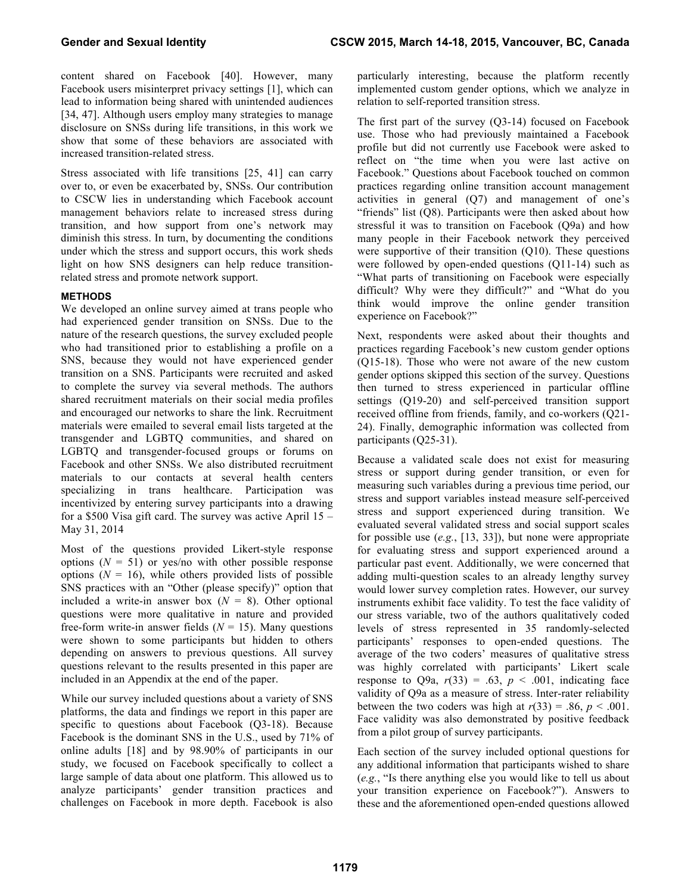content shared on Facebook [40]. However, many Facebook users misinterpret privacy settings [1], which can lead to information being shared with unintended audiences [34, 47]. Although users employ many strategies to manage disclosure on SNSs during life transitions, in this work we show that some of these behaviors are associated with increased transition-related stress.

Stress associated with life transitions [25, 41] can carry over to, or even be exacerbated by, SNSs. Our contribution to CSCW lies in understanding which Facebook account management behaviors relate to increased stress during transition, and how support from one's network may diminish this stress. In turn, by documenting the conditions under which the stress and support occurs, this work sheds light on how SNS designers can help reduce transition-related stress and promote network support.

## METHODS

We developed an online survey aimed at trans people who had experienced gender transition on SNSs. Due to the nature of the research questions, the survey excluded people who had transitioned prior to establishing a profile on a SNS, because they would not have experienced gender transition on a SNS. Participants were recruited and asked to complete the survey via several methods. The authors shared recruitment materials on their social media profiles and encouraged our networks to share the link. Recruitment materials were emailed to several email lists targeted at the transgender and LGBTQ communities, and shared on LGBTQ and transgender-focused groups or forums on Facebook and other SNSs. We also distributed recruitment materials to our contacts at several health centers specializing in trans healthcare. Participation was incentivized by entering survey participants into a drawing for a $500 Visa gift card. The survey was active April 15 – May 31, 2014

Most of the questions provided Likert-style response options ($N$ = 51) or yes/no with other possible response options ($N$ = 16), while others provided lists of possible SNS practices with an "Other (please specify)" option that included a write-in answer box ($N$ = 8). Other optional questions were more qualitative in nature and provided free-form write-in answer fields ($N$ = 15). Many questions were shown to some participants but hidden to others depending on answers to previous questions. All survey questions relevant to the results presented in this paper are included in an Appendix at the end of the paper.

While our survey included questions about a variety of SNS platforms, the data and findings we report in this paper are specific to questions about Facebook (Q3-18). Because Facebook is the dominant SNS in the U.S., used by 71% of online adults [18] and by 98.90% of participants in our study, we focused on Facebook specifically to collect a large sample of data about one platform. This allowed us to analyze participants' gender transition practices and challenges on Facebook in more depth. Facebook is also particularly interesting, because the platform recently implemented custom gender options, which we analyze in relation to self-reported transition stress.

The first part of the survey (Q3-14) focused on Facebook use. Those who had previously maintained a Facebook profile but did not currently use Facebook were asked to reflect on "the time when you were last active on Facebook." Questions about Facebook touched on common practices regarding online transition account management activities in general (Q7) and management of one's "friends" list (Q8). Participants were then asked about how stressful it was to transition on Facebook (Q9a) and how many people in their Facebook network they perceived were supportive of their transition (Q10). These questions were followed by open-ended questions (Q11-14) such as "What parts of transitioning on Facebook were especially difficult? Why were they difficult?" and "What do you think would improve the online gender transition experience on Facebook?"

Next, respondents were asked about their thoughts and practices regarding Facebook's new custom gender options (Q15-18). Those who were not aware of the new custom gender options skipped this section of the survey. Questions then turned to stress experienced in particular offline settings (Q19-20) and self-perceived transition support received offline from friends, family, and co-workers (Q21-24). Finally, demographic information was collected from participants (Q25-31).

Because a validated scale does not exist for measuring stress or support during gender transition, or even for measuring such variables during a previous time period, our stress and support variables instead measure self-perceived stress and support experienced during transition. We evaluated several validated stress and social support scales for possible use (*e.g.*, [13, 33]), but none were appropriate for evaluating stress and support experienced around a particular past event. Additionally, we were concerned that adding multi-question scales to an already lengthy survey would lower survey completion rates. However, our survey instruments exhibit face validity. To test the face validity of our stress variable, two of the authors qualitatively coded levels of stress represented in 35 randomly-selected participants' responses to open-ended questions. The average of the two coders' measures of qualitative stress was highly correlated with participants' Likert scale response to Q9a, $r(33) = .63$, $p < .001$, indicating face validity of Q9a as a measure of stress. Inter-rater reliability between the two coders was high at $r(33) = .86$, $p < .001$. Face validity was also demonstrated by positive feedback from a pilot group of survey participants.

Each section of the survey included optional questions for any additional information that participants wished to share (*e.g.*, "Is there anything else you would like to tell us about your transition experience on Facebook?"). Answers to these and the aforementioned open-ended questions allowed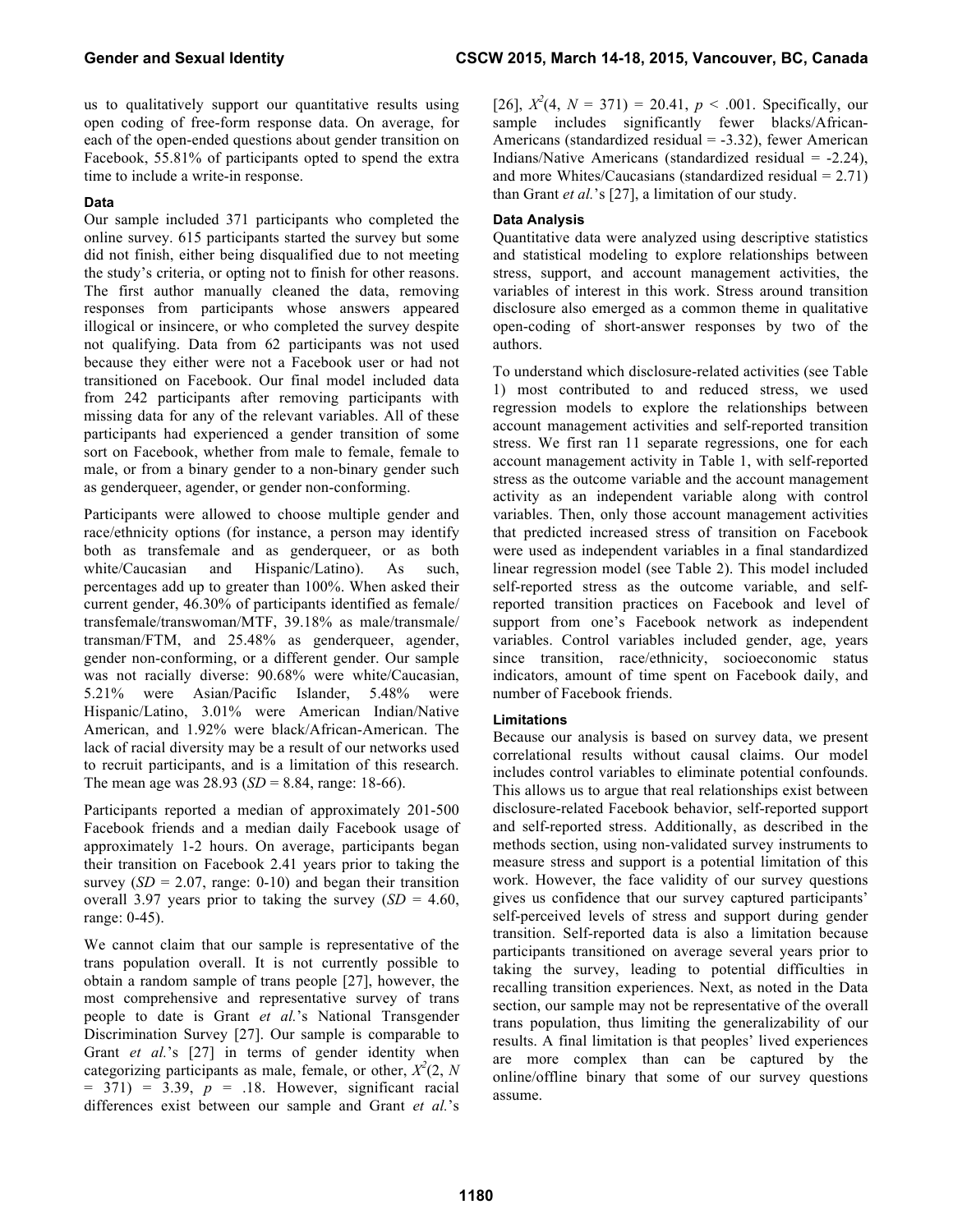us to qualitatively support our quantitative results using open coding of free-form response data. On average, for each of the open-ended questions about gender transition on Facebook, 55.81% of participants opted to spend the extra time to include a write-in response.

### Data

Our sample included 371 participants who completed the online survey. 615 participants started the survey but some did not finish, either being disqualified due to not meeting the study's criteria, or opting not to finish for other reasons. The first author manually cleaned the data, removing responses from participants whose answers appeared illogical or insincere, or who completed the survey despite not qualifying. Data from 62 participants was not used because they either were not a Facebook user or had not transitioned on Facebook. Our final model included data from 242 participants after removing participants with missing data for any of the relevant variables. All of these participants had experienced a gender transition of some sort on Facebook, whether from male to female, female to male, or from a binary gender to a non-binary gender such as genderqueer, agender, or gender non-conforming.

Participants were allowed to choose multiple gender and race/ethnicity options (for instance, a person may identify both as transfemale and as genderqueer, or as both white/Caucasian and Hispanic/Latino). As such, percentages add up to greater than 100%. When asked their current gender, 46.30% of participants identified as female/transfemale/transwoman/MTF, 39.18% as male/transmale/transman/FTM, and 25.48% as genderqueer, agender, gender non-conforming, or a different gender. Our sample was not racially diverse: 90.68% were white/Caucasian, 5.21% were Asian/Pacific Islander, 5.48% were Hispanic/Latino, 3.01% were American Indian/Native American, and 1.92% were black/African-American. The lack of racial diversity may be a result of our networks used to recruit participants, and is a limitation of this research. The mean age was 28.93 ($SD$ = 8.84, range: 18-66).

Participants reported a median of approximately 201-500 Facebook friends and a median daily Facebook usage of approximately 1-2 hours. On average, participants began their transition on Facebook 2.41 years prior to taking the survey ($SD$ = 2.07, range: 0-10) and began their transition overall 3.97 years prior to taking the survey ($SD$ = 4.60, range: 0-45).

We cannot claim that our sample is representative of the trans population overall. It is not currently possible to obtain a random sample of trans people [27], however, the most comprehensive and representative survey of trans people to date is Grant *et al.*'s National Transgender Discrimination Survey [27]. Our sample is comparable to Grant *et al.*'s [27] in terms of gender identity when categorizing participants as male, female, or other, $X^2(2, N = 371) = 3.39$, $p = .18$. However, significant racial differences exist between our sample and Grant *et al.*'s [26], $X^2(4, N = 371) = 20.41$, $p < .001$. Specifically, our sample includes significantly fewer blacks/African-Americans (standardized residual = -3.32), fewer American Indians/Native Americans (standardized residual = -2.24), and more Whites/Caucasians (standardized residual = 2.71) than Grant *et al.*'s [27], a limitation of our study.

### Data Analysis

Quantitative data were analyzed using descriptive statistics and statistical modeling to explore relationships between stress, support, and account management activities, the variables of interest in this work. Stress around transition disclosure also emerged as a common theme in qualitative open-coding of short-answer responses by two of the authors.

To understand which disclosure-related activities (see Table 1) most contributed to and reduced stress, we used regression models to explore the relationships between account management activities and self-reported transition stress. We first ran 11 separate regressions, one for each account management activity in Table 1, with self-reported stress as the outcome variable and the account management activity as an independent variable along with control variables. Then, only those account management activities that predicted increased stress of transition on Facebook were used as independent variables in a final standardized linear regression model (see Table 2). This model included self-reported stress as the outcome variable, and self-reported transition practices on Facebook and level of support from one's Facebook network as independent variables. Control variables included gender, age, years since transition, race/ethnicity, socioeconomic status indicators, amount of time spent on Facebook daily, and number of Facebook friends.

### Limitations

Because our analysis is based on survey data, we present correlational results without causal claims. Our model includes control variables to eliminate potential confounds. This allows us to argue that real relationships exist between disclosure-related Facebook behavior, self-reported support and self-reported stress. Additionally, as described in the methods section, using non-validated survey instruments to measure stress and support is a potential limitation of this work. However, the face validity of our survey questions gives us confidence that our survey captured participants' self-perceived levels of stress and support during gender transition. Self-reported data is also a limitation because participants transitioned on average several years prior to taking the survey, leading to potential difficulties in recalling transition experiences. Next, as noted in the Data section, our sample may not be representative of the overall trans population, thus limiting the generalizability of our results. A final limitation is that peoples' lived experiences are more complex than can be captured by the online/offline binary that some of our survey questions assume.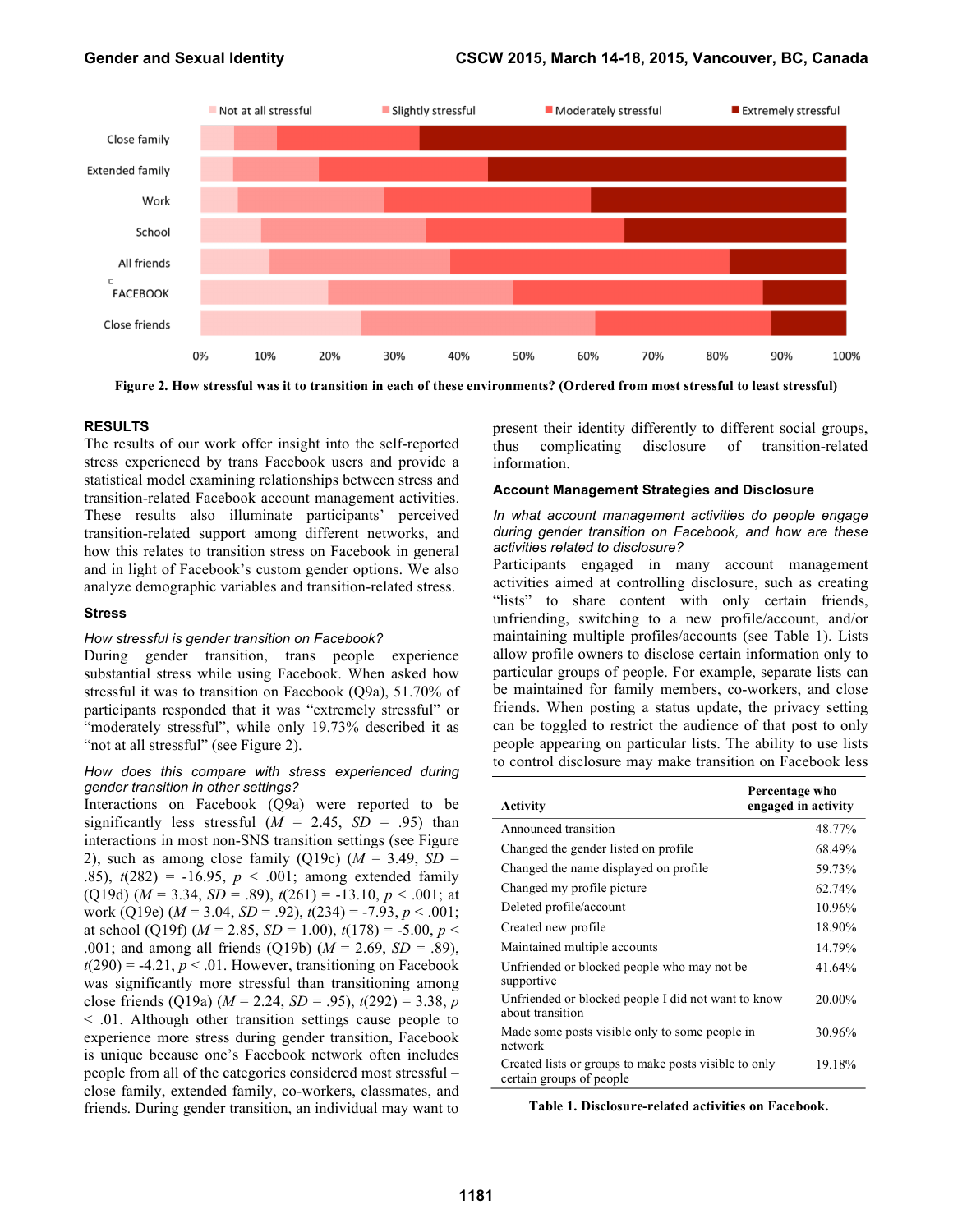Figure 2. How stressful was it to transition in each of these environments? (Ordered from most stressful to least stressful)

## RESULTS

The results of our work offer insight into the self-reported stress experienced by trans Facebook users and provide a statistical model examining relationships between stress and transition-related Facebook account management activities. These results also illuminate participants' perceived transition-related support among different networks, and how this relates to transition stress on Facebook in general and in light of Facebook's custom gender options. We also analyze demographic variables and transition-related stress.

### Stress

*How stressful is gender transition on Facebook?*

During gender transition, trans people experience substantial stress while using Facebook. When asked how stressful it was to transition on Facebook (Q9a), 51.70% of participants responded that it was "extremely stressful" or "moderately stressful", while only 19.73% described it as "not at all stressful" (see Figure 2).

*How does this compare with stress experienced during gender transition in other settings?*

Interactions on Facebook (Q9a) were reported to be significantly less stressful ($M$ = 2.45, $SD$ = .95) than interactions in most non-SNS transition settings (see Figure 2), such as among close family (Q19c) ($M$ = 3.49, $SD$ = .85), $t(282)$ = -16.95, $p$ < .001; among extended family (Q19d) ($M$ = 3.34, $SD$ = .89), $t(261)$ = -13.10, $p$ < .001; at work (Q19e) ($M$ = 3.04, $SD$ = .92), $t(234)$ = -7.93, $p$ < .001; at school (Q19f) ($M$ = 2.85, $SD$ = 1.00), $t(178)$ = -5.00, $p$ < .001; and among all friends (Q19b) ($M$ = 2.69, $SD$ = .89), $t(290)$ = -4.21, $p$ < .01. However, transitioning on Facebook was significantly more stressful than transitioning among close friends (Q19a) ($M$ = 2.24, $SD$ = .95), $t(292)$ = 3.38, $p$ < .01. Although other transition settings cause people to experience more stress during gender transition, Facebook is unique because one's Facebook network often includes people from all of the categories considered most stressful – close family, extended family, co-workers, classmates, and friends. During gender transition, an individual may want to present their identity differently to different social groups, thus complicating disclosure of transition-related information.

### Account Management Strategies and Disclosure

*In what account management activities do people engage during gender transition on Facebook, and how are these activities related to disclosure?*

Participants engaged in many account management activities aimed at controlling disclosure, such as creating "lists" to share content with only certain friends, unfriending, switching to a new profile/account, and/or maintaining multiple profiles/accounts (see Table 1). Lists allow profile owners to disclose certain information only to particular groups of people. For example, separate lists can be maintained for family members, co-workers, and close friends. When posting a status update, the privacy setting can be toggled to restrict the audience of that post to only people appearing on particular lists. The ability to use lists to control disclosure may make transition on Facebook less

| Activity | Percentage who engaged in activity |
|---|---|
| Announced transition | 48.77% |
| Changed the gender listed on profile | 68.49% |
| Changed the name displayed on profile | 59.73% |
| Changed my profile picture | 62.74% |
| Deleted profile/account | 10.96% |
| Created new profile | 18.90% |
| Maintained multiple accounts | 14.79% |
| Unfriended or blocked people who may not be supportive | 41.64% |
| Unfriended or blocked people I did not want to know about transition | 20.00% |
| Made some posts visible only to some people in network | 30.96% |
| Created lists or groups to make posts visible to only certain groups of people | 19.18% |

Table 1. Disclosure-related activities on Facebook.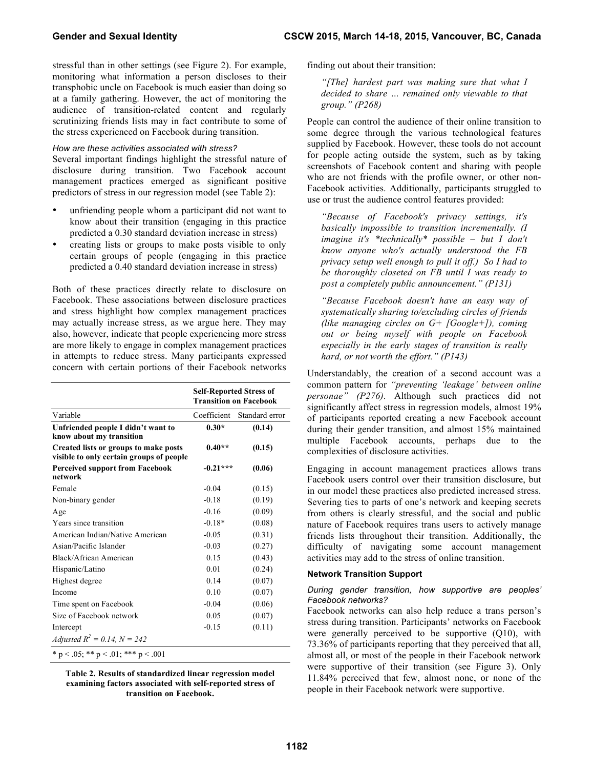stressful than in other settings (see Figure 2). For example, monitoring what information a person discloses to their transphobic uncle on Facebook is much easier than doing so at a family gathering. However, the act of monitoring the audience of transition-related content and regularly scrutinizing friends lists may in fact contribute to some of the stress experienced on Facebook during transition.

*How are these activities associated with stress?*

Several important findings highlight the stressful nature of disclosure during transition. Two Facebook account management practices emerged as significant positive predictors of stress in our regression model (see Table 2):

- unfriending people whom a participant did not want to know about their transition (engaging in this practice predicted a 0.30 standard deviation increase in stress)
- creating lists or groups to make posts visible to only certain groups of people (engaging in this practice predicted a 0.40 standard deviation increase in stress)

Both of these practices directly relate to disclosure on Facebook. These associations between disclosure practices and stress highlight how complex management practices may actually increase stress, as we argue here. They may also, however, indicate that people experiencing more stress are more likely to engage in complex management practices in attempts to reduce stress. Many participants expressed concern with certain portions of their Facebook networks finding out about their transition:

> *"[The] hardest part was making sure that what I decided to share … remained only viewable to that group." (P268)*

| | Self-Reported Stress of Transition on Facebook | |
|---|---|---|
| Variable | Coefficient | Standard error |
| **Unfriended people I didn't want to know about my transition** | **0.30*** | **(0.14)** |
| **Created lists or groups to make posts visible to only certain groups of people** | **0.40**** | **(0.15)** |
| **Perceived support from Facebook network** | **-0.21***** | **(0.06)** |
| Female | -0.04 | (0.15) |
| Non-binary gender | -0.18 | (0.19) |
| Age | -0.16 | (0.09) |
| Years since transition | -0.18* | (0.08) |
| American Indian/Native American | -0.05 | (0.31) |
| Asian/Pacific Islander | -0.03 | (0.27) |
| Black/African American | 0.15 | (0.43) |
| Hispanic/Latino | 0.01 | (0.24) |
| Highest degree | 0.14 | (0.07) |
| Income | 0.10 | (0.07) |
| Time spent on Facebook | -0.04 | (0.06) |
| Size of Facebook network | 0.05 | (0.07) |
| Intercept | -0.15 | (0.11) |
| *Adjusted $R^2$ = 0.14, N = 242* | | |

\* $p < .05$; ** $p < .01$; *** $p < .001$

**Table 2. Results of standardized linear regression model examining factors associated with self-reported stress of transition on Facebook.**

People can control the audience of their online transition to some degree through the various technological features supplied by Facebook. However, these tools do not account for people acting outside the system, such as by taking screenshots of Facebook content and sharing with people who are not friends with the profile owner, or other non-Facebook activities. Additionally, participants struggled to use or trust the audience control features provided:

> *"Because of Facebook's privacy settings, it's basically impossible to transition incrementally. (I imagine it's *technically* possible – but I don't know anyone who's actually understood the FB privacy setup well enough to pull it off.) So I had to be thoroughly closeted on FB until I was ready to post a completely public announcement." (P131)*

> *"Because Facebook doesn't have an easy way of systematically sharing to/excluding circles of friends (like managing circles on G+ [Google+]), coming out or being myself with people on Facebook especially in the early stages of transition is really hard, or not worth the effort." (P143)*

Understandably, the creation of a second account was a common pattern for *"preventing 'leakage' between online personae" (P276)*. Although such practices did not significantly affect stress in regression models, almost 19% of participants reported creating a new Facebook account during their gender transition, and almost 15% maintained multiple Facebook accounts, perhaps due to the complexities of disclosure activities.

Engaging in account management practices allows trans Facebook users control over their transition disclosure, but in our model these practices also predicted increased stress. Severing ties to parts of one's network and keeping secrets from others is clearly stressful, and the social and public nature of Facebook requires trans users to actively manage friends lists throughout their transition. Additionally, the difficulty of navigating some account management activities may add to the stress of online transition.

### Network Transition Support

*During gender transition, how supportive are peoples' Facebook networks?*

Facebook networks can also help reduce a trans person's stress during transition. Participants' networks on Facebook were generally perceived to be supportive (Q10), with 73.36% of participants reporting that they perceived that all, almost all, or most of the people in their Facebook network were supportive of their transition (see Figure 3). Only 11.84% perceived that few, almost none, or none of the people in their Facebook network were supportive.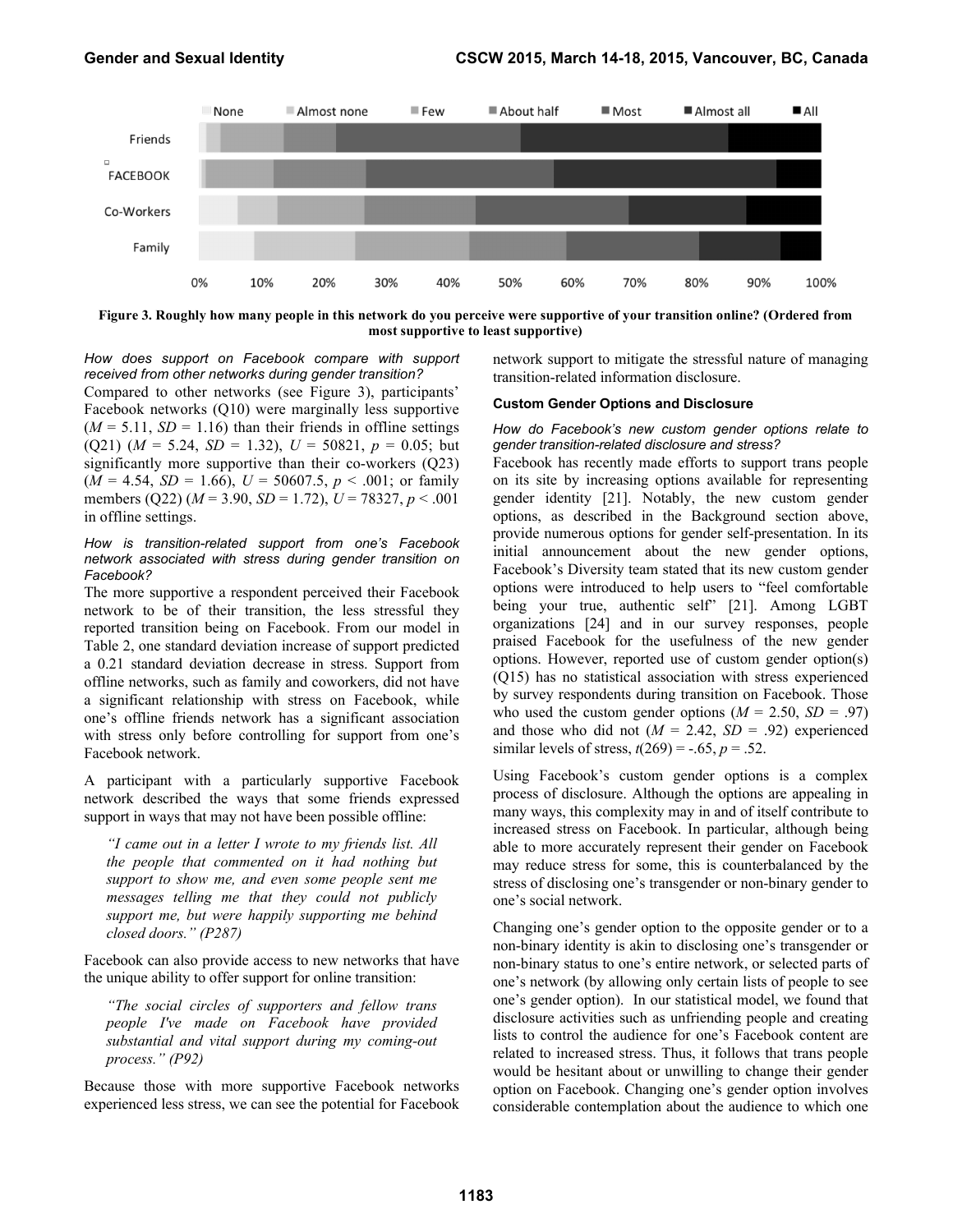None Almost none Few About half Most Almost all All

Friends

FACEBOOK

Co-Workers

Family

0% 10% 20% 30% 40% 50% 60% 70% 80% 90% 100%

**Figure 3. Roughly how many people in this network do you perceive were supportive of your transition online? (Ordered from most supportive to least supportive)**

*How does support on Facebook compare with support received from other networks during gender transition?*

Compared to other networks (see Figure 3), participants' Facebook networks (Q10) were marginally less supportive ($M$ = 5.11, $SD$ = 1.16) than their friends in offline settings (Q21) ($M$ = 5.24, $SD$ = 1.32), $U$ = 50821, $p$ = 0.05; but significantly more supportive than their co-workers (Q23) ($M$ = 4.54, $SD$ = 1.66), $U$ = 50607.5, $p < .001$; or family members (Q22) ($M$ = 3.90, $SD$ = 1.72), $U$ = 78327, $p < .001$ in offline settings.

*How is transition-related support from one's Facebook network associated with stress during gender transition on Facebook?*

The more supportive a respondent perceived their Facebook network to be of their transition, the less stressful they reported transition being on Facebook. From our model in Table 2, one standard deviation increase of support predicted a 0.21 standard deviation decrease in stress. Support from offline networks, such as family and coworkers, did not have a significant relationship with stress on Facebook, while one's offline friends network has a significant association with stress only before controlling for support from one's Facebook network.

A participant with a particularly supportive Facebook network described the ways that some friends expressed support in ways that may not have been possible offline:

> *"I came out in a letter I wrote to my friends list. All the people that commented on it had nothing but support to show me, and even some people sent me messages telling me that they could not publicly support me, but were happily supporting me behind closed doors." (P287)*

Facebook can also provide access to new networks that have the unique ability to offer support for online transition:

> *"The social circles of supporters and fellow trans people I've made on Facebook have provided substantial and vital support during my coming-out process." (P92)*

Because those with more supportive Facebook networks experienced less stress, we can see the potential for Facebook network support to mitigate the stressful nature of managing transition-related information disclosure.

**Custom Gender Options and Disclosure**

*How do Facebook's new custom gender options relate to gender transition-related disclosure and stress?*

Facebook has recently made efforts to support trans people on its site by increasing options available for representing gender identity [21]. Notably, the new custom gender options, as described in the Background section above, provide numerous options for gender self-presentation. In its initial announcement about the new gender options, Facebook's Diversity team stated that its new custom gender options were introduced to help users to "feel comfortable being your true, authentic self" [21]. Among LGBT organizations [24] and in our survey responses, people praised Facebook for the usefulness of the new gender options. However, reported use of custom gender option(s) (Q15) has no statistical association with stress experienced by survey respondents during transition on Facebook. Those who used the custom gender options ($M$ = 2.50, $SD$ = .97) and those who did not ($M$ = 2.42, $SD$ = .92) experienced similar levels of stress, $t(269) = -.65$, $p = .52$.

Using Facebook's custom gender options is a complex process of disclosure. Although the options are appealing in many ways, this complexity may in and of itself contribute to increased stress on Facebook. In particular, although being able to more accurately represent their gender on Facebook may reduce stress for some, this is counterbalanced by the stress of disclosing one's transgender or non-binary gender to one's social network.

Changing one's gender option to the opposite gender or to a non-binary identity is akin to disclosing one's transgender or non-binary status to one's entire network, or selected parts of one's network (by allowing only certain lists of people to see one's gender option). In our statistical model, we found that disclosure activities such as unfriending people and creating lists to control the audience for one's Facebook content are related to increased stress. Thus, it follows that trans people would be hesitant about or unwilling to change their gender option on Facebook. Changing one's gender option involves considerable contemplation about the audience to which one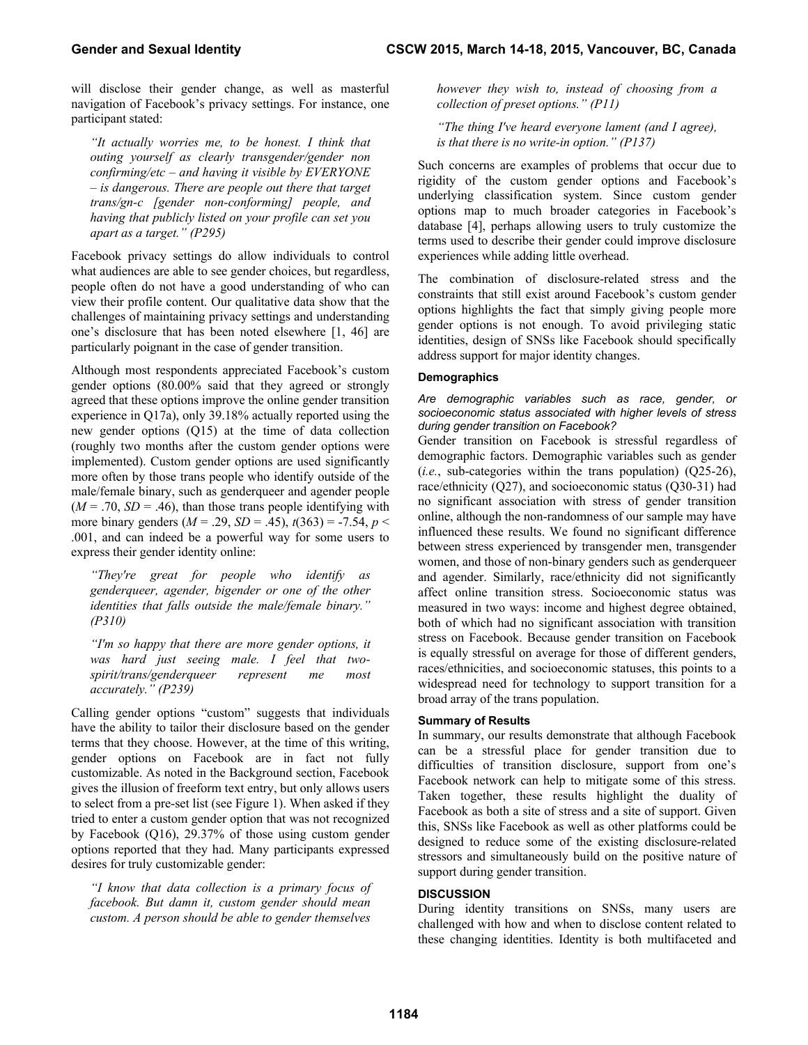will disclose their gender change, as well as masterful navigation of Facebook's privacy settings. For instance, one participant stated:

> *"It actually worries me, to be honest. I think that outing yourself as clearly transgender/gender non confirming/etc – and having it visible by EVERYONE – is dangerous. There are people out there that target trans/gn-c [gender non-conforming] people, and having that publicly listed on your profile can set you apart as a target." (P295)*

Facebook privacy settings do allow individuals to control what audiences are able to see gender choices, but regardless, people often do not have a good understanding of who can view their profile content. Our qualitative data show that the challenges of maintaining privacy settings and understanding one's disclosure that has been noted elsewhere [1, 46] are particularly poignant in the case of gender transition.

Although most respondents appreciated Facebook's custom gender options (80.00% said that they agreed or strongly agreed that these options improve the online gender transition experience in Q17a), only 39.18% actually reported using the new gender options (Q15) at the time of data collection (roughly two months after the custom gender options were implemented). Custom gender options are used significantly more often by those trans people who identify outside of the male/female binary, such as genderqueer and agender people ($M = .70$, $SD = .46$), than those trans people identifying with more binary genders ($M = .29$, $SD = .45$), $t(363) = -7.54$, $p < .001$, and can indeed be a powerful way for some users to express their gender identity online:

> *"They're great for people who identify as genderqueer, agender, bigender or one of the other identities that falls outside the male/female binary." (P310)*

> *"I'm so happy that there are more gender options, it was hard just seeing male. I feel that two-spirit/trans/genderqueer represent me most accurately." (P239)*

Calling gender options "custom" suggests that individuals have the ability to tailor their disclosure based on the gender terms that they choose. However, at the time of this writing, gender options on Facebook are in fact not fully customizable. As noted in the Background section, Facebook gives the illusion of freeform text entry, but only allows users to select from a pre-set list (see Figure 1). When asked if they tried to enter a custom gender option that was not recognized by Facebook (Q16), 29.37% of those using custom gender options reported that they had. Many participants expressed desires for truly customizable gender:

> *"I know that data collection is a primary focus of facebook. But damn it, custom gender should mean custom. A person should be able to gender themselves however they wish to, instead of choosing from a collection of preset options." (P11)*

> *"The thing I've heard everyone lament (and I agree), is that there is no write-in option." (P137)*

Such concerns are examples of problems that occur due to rigidity of the custom gender options and Facebook's underlying classification system. Since custom gender options map to much broader categories in Facebook's database [4], perhaps allowing users to truly customize the terms used to describe their gender could improve disclosure experiences while adding little overhead.

The combination of disclosure-related stress and the constraints that still exist around Facebook's custom gender options highlights the fact that simply giving people more gender options is not enough. To avoid privileging static identities, design of SNSs like Facebook should specifically address support for major identity changes.

### Demographics

*Are demographic variables such as race, gender, or socioeconomic status associated with higher levels of stress during gender transition on Facebook?*

Gender transition on Facebook is stressful regardless of demographic factors. Demographic variables such as gender (*i.e.*, sub-categories within the trans population) (Q25-26), race/ethnicity (Q27), and socioeconomic status (Q30-31) had no significant association with stress of gender transition online, although the non-randomness of our sample may have influenced these results. We found no significant difference between stress experienced by transgender men, transgender women, and those of non-binary genders such as genderqueer and agender. Similarly, race/ethnicity did not significantly affect online transition stress. Socioeconomic status was measured in two ways: income and highest degree obtained, both of which had no significant association with transition stress on Facebook. Because gender transition on Facebook is equally stressful on average for those of different genders, races/ethnicities, and socioeconomic statuses, this points to a widespread need for technology to support transition for a broad array of the trans population.

### Summary of Results

In summary, our results demonstrate that although Facebook can be a stressful place for gender transition due to difficulties of transition disclosure, support from one's Facebook network can help to mitigate some of this stress. Taken together, these results highlight the duality of Facebook as both a site of stress and a site of support. Given this, SNSs like Facebook as well as other platforms could be designed to reduce some of the existing disclosure-related stressors and simultaneously build on the positive nature of support during gender transition.

## DISCUSSION

During identity transitions on SNSs, many users are challenged with how and when to disclose content related to these changing identities. Identity is both multifaceted and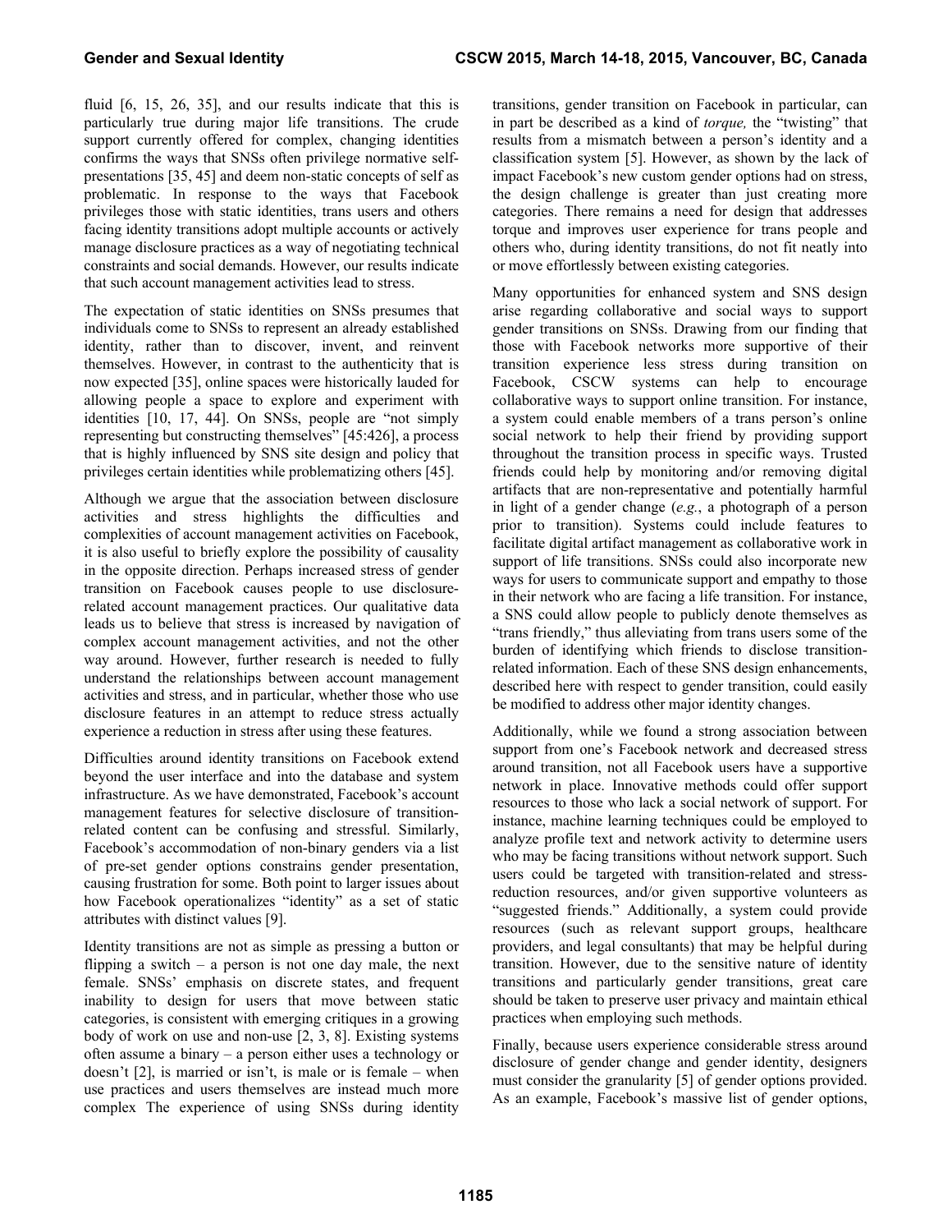fluid [6, 15, 26, 35], and our results indicate that this is particularly true during major life transitions. The crude support currently offered for complex, changing identities confirms the ways that SNSs often privilege normative self-presentations [35, 45] and deem non-static concepts of self as problematic. In response to the ways that Facebook privileges those with static identities, trans users and others facing identity transitions adopt multiple accounts or actively manage disclosure practices as a way of negotiating technical constraints and social demands. However, our results indicate that such account management activities lead to stress.

The expectation of static identities on SNSs presumes that individuals come to SNSs to represent an already established identity, rather than to discover, invent, and reinvent themselves. However, in contrast to the authenticity that is now expected [35], online spaces were historically lauded for allowing people a space to explore and experiment with identities [10, 17, 44]. On SNSs, people are "not simply representing but constructing themselves" [45:426], a process that is highly influenced by SNS site design and policy that privileges certain identities while problematizing others [45].

Although we argue that the association between disclosure activities and stress highlights the difficulties and complexities of account management activities on Facebook, it is also useful to briefly explore the possibility of causality in the opposite direction. Perhaps increased stress of gender transition on Facebook causes people to use disclosure-related account management practices. Our qualitative data leads us to believe that stress is increased by navigation of complex account management activities, and not the other way around. However, further research is needed to fully understand the relationships between account management activities and stress, and in particular, whether those who use disclosure features in an attempt to reduce stress actually experience a reduction in stress after using these features.

Difficulties around identity transitions on Facebook extend beyond the user interface and into the database and system infrastructure. As we have demonstrated, Facebook's account management features for selective disclosure of transition-related content can be confusing and stressful. Similarly, Facebook's accommodation of non-binary genders via a list of pre-set gender options constrains gender presentation, causing frustration for some. Both point to larger issues about how Facebook operationalizes "identity" as a set of static attributes with distinct values [9].

Identity transitions are not as simple as pressing a button or flipping a switch – a person is not one day male, the next female. SNSs' emphasis on discrete states, and frequent inability to design for users that move between static categories, is consistent with emerging critiques in a growing body of work on use and non-use [2, 3, 8]. Existing systems often assume a binary – a person either uses a technology or doesn't [2], is married or isn't, is male or is female – when use practices and users themselves are instead much more complex The experience of using SNSs during identity transitions, gender transition on Facebook in particular, can in part be described as a kind of *torque,* the "twisting" that results from a mismatch between a person's identity and a classification system [5]. However, as shown by the lack of impact Facebook's new custom gender options had on stress, the design challenge is greater than just creating more categories. There remains a need for design that addresses torque and improves user experience for trans people and others who, during identity transitions, do not fit neatly into or move effortlessly between existing categories.

Many opportunities for enhanced system and SNS design arise regarding collaborative and social ways to support gender transitions on SNSs. Drawing from our finding that those with Facebook networks more supportive of their transition experience less stress during transition on Facebook, CSCW systems can help to encourage collaborative ways to support online transition. For instance, a system could enable members of a trans person's online social network to help their friend by providing support throughout the transition process in specific ways. Trusted friends could help by monitoring and/or removing digital artifacts that are non-representative and potentially harmful in light of a gender change (*e.g.*, a photograph of a person prior to transition). Systems could include features to facilitate digital artifact management as collaborative work in support of life transitions. SNSs could also incorporate new ways for users to communicate support and empathy to those in their network who are facing a life transition. For instance, a SNS could allow people to publicly denote themselves as "trans friendly," thus alleviating from trans users some of the burden of identifying which friends to disclose transition-related information. Each of these SNS design enhancements, described here with respect to gender transition, could easily be modified to address other major identity changes.

Additionally, while we found a strong association between support from one's Facebook network and decreased stress around transition, not all Facebook users have a supportive network in place. Innovative methods could offer support resources to those who lack a social network of support. For instance, machine learning techniques could be employed to analyze profile text and network activity to determine users who may be facing transitions without network support. Such users could be targeted with transition-related and stress-reduction resources, and/or given supportive volunteers as "suggested friends." Additionally, a system could provide resources (such as relevant support groups, healthcare providers, and legal consultants) that may be helpful during transition. However, due to the sensitive nature of identity transitions and particularly gender transitions, great care should be taken to preserve user privacy and maintain ethical practices when employing such methods.

Finally, because users experience considerable stress around disclosure of gender change and gender identity, designers must consider the granularity [5] of gender options provided. As an example, Facebook's massive list of gender options,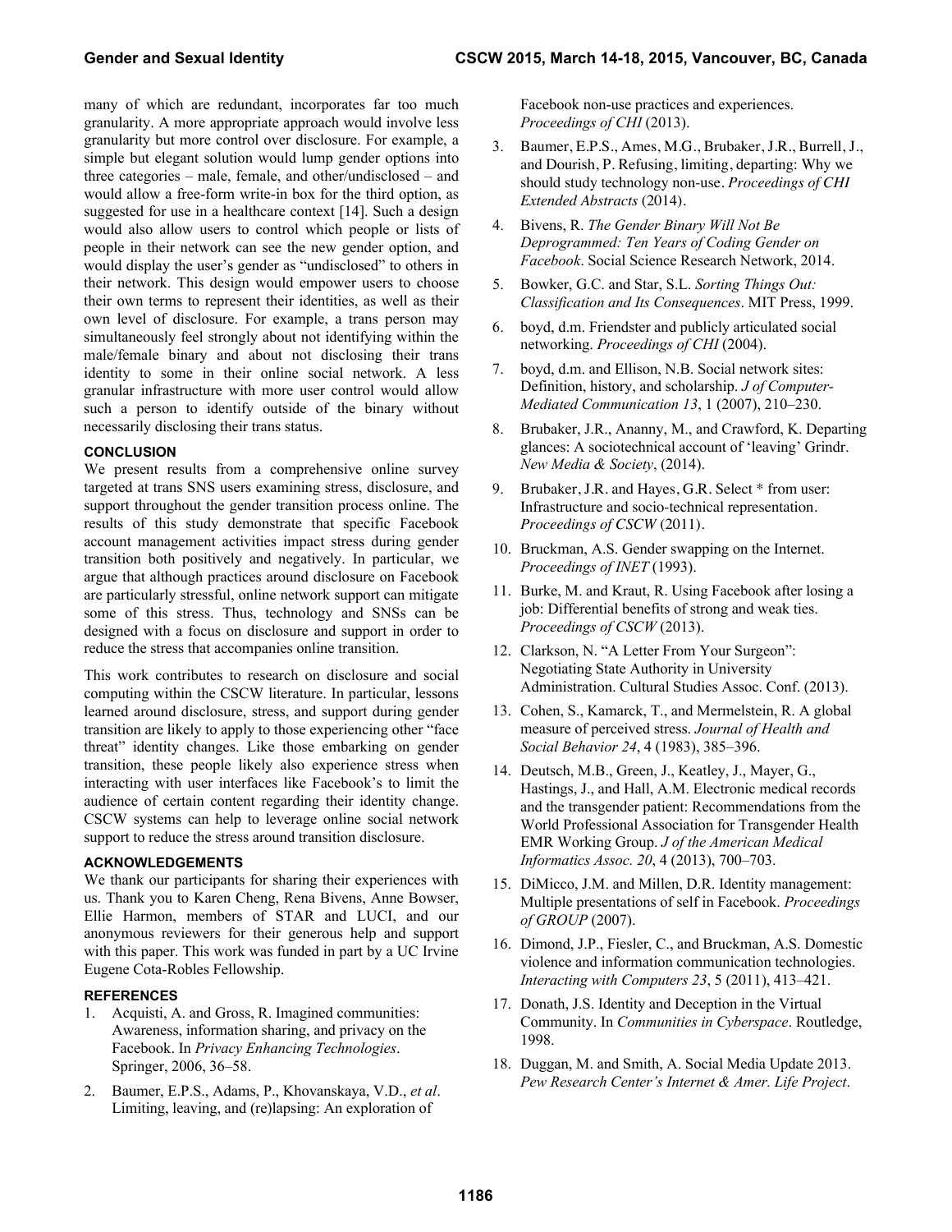many of which are redundant, incorporates far too much granularity. A more appropriate approach would involve less granularity but more control over disclosure. For example, a simple but elegant solution would lump gender options into three categories – male, female, and other/undisclosed – and would allow a free-form write-in box for the third option, as suggested for use in a healthcare context [14]. Such a design would also allow users to control which people or lists of people in their network can see the new gender option, and would display the user's gender as "undisclosed" to others in their network. This design would empower users to choose their own terms to represent their identities, as well as their own level of disclosure. For example, a trans person may simultaneously feel strongly about not identifying within the male/female binary and about not disclosing their trans identity to some in their online social network. A less granular infrastructure with more user control would allow such a person to identify outside of the binary without necessarily disclosing their trans status.

### CONCLUSION

We present results from a comprehensive online survey targeted at trans SNS users examining stress, disclosure, and support throughout the gender transition process online. The results of this study demonstrate that specific Facebook account management activities impact stress during gender transition both positively and negatively. In particular, we argue that although practices around disclosure on Facebook are particularly stressful, online network support can mitigate some of this stress. Thus, technology and SNSs can be designed with a focus on disclosure and support in order to reduce the stress that accompanies online transition.

This work contributes to research on disclosure and social computing within the CSCW literature. In particular, lessons learned around disclosure, stress, and support during gender transition are likely to apply to those experiencing other "face threat" identity changes. Like those embarking on gender transition, these people likely also experience stress when interacting with user interfaces like Facebook's to limit the audience of certain content regarding their identity change. CSCW systems can help to leverage online social network support to reduce the stress around transition disclosure.

### ACKNOWLEDGEMENTS

We thank our participants for sharing their experiences with us. Thank you to Karen Cheng, Rena Bivens, Anne Bowser, Ellie Harmon, members of STAR and LUCI, and our anonymous reviewers for their generous help and support with this paper. This work was funded in part by a UC Irvine Eugene Cota-Robles Fellowship.

### REFERENCES

1. Acquisti, A. and Gross, R. Imagined communities: Awareness, information sharing, and privacy on the Facebook. In *Privacy Enhancing Technologies*. Springer, 2006, 36–58.
2. Baumer, E.P.S., Adams, P., Khovanskaya, V.D., *et al*. Limiting, leaving, and (re)lapsing: An exploration of Facebook non-use practices and experiences. *Proceedings of CHI* (2013).
3. Baumer, E.P.S., Ames, M.G., Brubaker, J.R., Burrell, J., and Dourish, P. Refusing, limiting, departing: Why we should study technology non-use. *Proceedings of CHI Extended Abstracts* (2014).
4. Bivens, R. *The Gender Binary Will Not Be Deprogrammed: Ten Years of Coding Gender on Facebook*. Social Science Research Network, 2014.
5. Bowker, G.C. and Star, S.L. *Sorting Things Out: Classification and Its Consequences*. MIT Press, 1999.
6. boyd, d.m. Friendster and publicly articulated social networking. *Proceedings of CHI* (2004).
7. boyd, d.m. and Ellison, N.B. Social network sites: Definition, history, and scholarship. *J of Computer-Mediated Communication 13*, 1 (2007), 210–230.
8. Brubaker, J.R., Ananny, M., and Crawford, K. Departing glances: A sociotechnical account of 'leaving' Grindr. *New Media & Society*, (2014).
9. Brubaker, J.R. and Hayes, G.R. Select * from user: Infrastructure and socio-technical representation. *Proceedings of CSCW* (2011).
10. Bruckman, A.S. Gender swapping on the Internet. *Proceedings of INET* (1993).
11. Burke, M. and Kraut, R. Using Facebook after losing a job: Differential benefits of strong and weak ties. *Proceedings of CSCW* (2013).
12. Clarkson, N. "A Letter From Your Surgeon": Negotiating State Authority in University Administration. Cultural Studies Assoc. Conf. (2013).
13. Cohen, S., Kamarck, T., and Mermelstein, R. A global measure of perceived stress. *Journal of Health and Social Behavior 24*, 4 (1983), 385–396.
14. Deutsch, M.B., Green, J., Keatley, J., Mayer, G., Hastings, J., and Hall, A.M. Electronic medical records and the transgender patient: Recommendations from the World Professional Association for Transgender Health EMR Working Group. *J of the American Medical Informatics Assoc. 20*, 4 (2013), 700–703.
15. DiMicco, J.M. and Millen, D.R. Identity management: Multiple presentations of self in Facebook. *Proceedings of GROUP* (2007).
16. Dimond, J.P., Fiesler, C., and Bruckman, A.S. Domestic violence and information communication technologies. *Interacting with Computers 23*, 5 (2011), 413–421.
17. Donath, J.S. Identity and Deception in the Virtual Community. In *Communities in Cyberspace*. Routledge, 1998.
18. Duggan, M. and Smith, A. Social Media Update 2013. *Pew Research Center's Internet & Amer. Life Project*.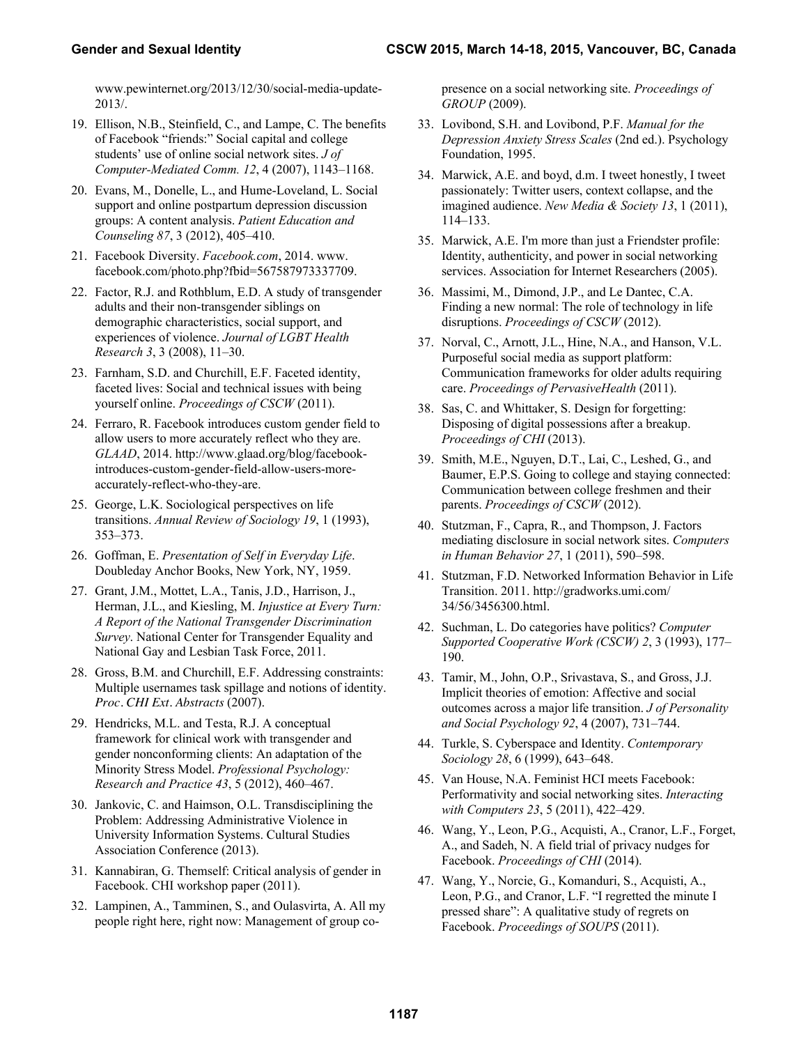www.pewinternet.org/2013/12/30/social-media-update-2013/.

19. Ellison, N.B., Steinfield, C., and Lampe, C. The benefits of Facebook "friends:" Social capital and college students' use of online social network sites. *J of Computer-Mediated Comm. 12*, 4 (2007), 1143–1168.
20. Evans, M., Donelle, L., and Hume-Loveland, L. Social support and online postpartum depression discussion groups: A content analysis. *Patient Education and Counseling 87*, 3 (2012), 405–410.
21. Facebook Diversity. *Facebook.com*, 2014. www.facebook.com/photo.php?fbid=567587973337709.
22. Factor, R.J. and Rothblum, E.D. A study of transgender adults and their non-transgender siblings on demographic characteristics, social support, and experiences of violence. *Journal of LGBT Health Research 3*, 3 (2008), 11–30.
23. Farnham, S.D. and Churchill, E.F. Faceted identity, faceted lives: Social and technical issues with being yourself online. *Proceedings of CSCW* (2011).
24. Ferraro, R. Facebook introduces custom gender field to allow users to more accurately reflect who they are. *GLAAD*, 2014. http://www.glaad.org/blog/facebook-introduces-custom-gender-field-allow-users-more-accurately-reflect-who-they-are.
25. George, L.K. Sociological perspectives on life transitions. *Annual Review of Sociology 19*, 1 (1993), 353–373.
26. Goffman, E. *Presentation of Self in Everyday Life*. Doubleday Anchor Books, New York, NY, 1959.
27. Grant, J.M., Mottet, L.A., Tanis, J.D., Harrison, J., Herman, J.L., and Kiesling, M. *Injustice at Every Turn: A Report of the National Transgender Discrimination Survey*. National Center for Transgender Equality and National Gay and Lesbian Task Force, 2011.
28. Gross, B.M. and Churchill, E.F. Addressing constraints: Multiple usernames task spillage and notions of identity. *Proc*. *CHI Ext*. *Abstracts* (2007).
29. Hendricks, M.L. and Testa, R.J. A conceptual framework for clinical work with transgender and gender nonconforming clients: An adaptation of the Minority Stress Model. *Professional Psychology: Research and Practice 43*, 5 (2012), 460–467.
30. Jankovic, C. and Haimson, O.L. Transdisciplining the Problem: Addressing Administrative Violence in University Information Systems. Cultural Studies Association Conference (2013).
31. Kannabiran, G. Themself: Critical analysis of gender in Facebook. CHI workshop paper (2011).
32. Lampinen, A., Tamminen, S., and Oulasvirta, A. All my people right here, right now: Management of group co-presence on a social networking site. *Proceedings of GROUP* (2009).
33. Lovibond, S.H. and Lovibond, P.F. *Manual for the Depression Anxiety Stress Scales* (2nd ed.). Psychology Foundation, 1995.
34. Marwick, A.E. and boyd, d.m. I tweet honestly, I tweet passionately: Twitter users, context collapse, and the imagined audience. *New Media & Society 13*, 1 (2011), 114–133.
35. Marwick, A.E. I'm more than just a Friendster profile: Identity, authenticity, and power in social networking services. Association for Internet Researchers (2005).
36. Massimi, M., Dimond, J.P., and Le Dantec, C.A. Finding a new normal: The role of technology in life disruptions. *Proceedings of CSCW* (2012).
37. Norval, C., Arnott, J.L., Hine, N.A., and Hanson, V.L. Purposeful social media as support platform: Communication frameworks for older adults requiring care. *Proceedings of PervasiveHealth* (2011).
38. Sas, C. and Whittaker, S. Design for forgetting: Disposing of digital possessions after a breakup. *Proceedings of CHI* (2013).
39. Smith, M.E., Nguyen, D.T., Lai, C., Leshed, G., and Baumer, E.P.S. Going to college and staying connected: Communication between college freshmen and their parents. *Proceedings of CSCW* (2012).
40. Stutzman, F., Capra, R., and Thompson, J. Factors mediating disclosure in social network sites. *Computers in Human Behavior 27*, 1 (2011), 590–598.
41. Stutzman, F.D. Networked Information Behavior in Life Transition. 2011. http://gradworks.umi.com/34/56/3456300.html.
42. Suchman, L. Do categories have politics? *Computer Supported Cooperative Work (CSCW) 2*, 3 (1993), 177–190.
43. Tamir, M., John, O.P., Srivastava, S., and Gross, J.J. Implicit theories of emotion: Affective and social outcomes across a major life transition. *J of Personality and Social Psychology 92*, 4 (2007), 731–744.
44. Turkle, S. Cyberspace and Identity. *Contemporary Sociology 28*, 6 (1999), 643–648.
45. Van House, N.A. Feminist HCI meets Facebook: Performativity and social networking sites. *Interacting with Computers 23*, 5 (2011), 422–429.
46. Wang, Y., Leon, P.G., Acquisti, A., Cranor, L.F., Forget, A., and Sadeh, N. A field trial of privacy nudges for Facebook. *Proceedings of CHI* (2014).
47. Wang, Y., Norcie, G., Komanduri, S., Acquisti, A., Leon, P.G., and Cranor, L.F. "I regretted the minute I pressed share": A qualitative study of regrets on Facebook. *Proceedings of SOUPS* (2011).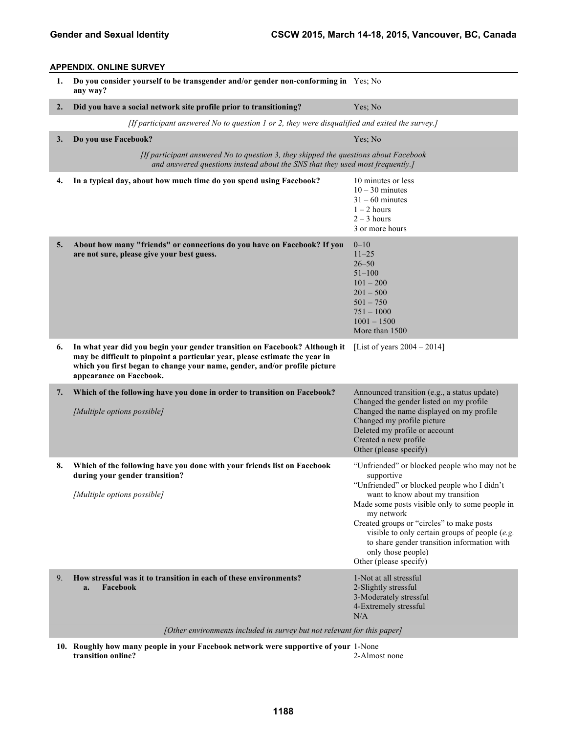### APPENDIX. ONLINE SURVEY

| # | Question | Response options |
|---|---|---|
| 1. | **Do you consider yourself to be transgender and/or gender non-conforming in any way?** | Yes; No |
| 2. | **Did you have a social network site profile prior to transitioning?** | Yes; No |
| | *[If participant answered No to question 1 or 2, they were disqualified and exited the survey.]* | |
| 3. | **Do you use Facebook?** | Yes; No |
| | *[If participant answered No to question 3, they skipped the questions about Facebook and answered questions instead about the SNS that they used most frequently.]* | |
| 4. | **In a typical day, about how much time do you spend using Facebook?** | 10 minutes or less<br>10 – 30 minutes<br>31 – 60 minutes<br>1 – 2 hours<br>2 – 3 hours<br>3 or more hours |
| 5. | **About how many "friends" or connections do you have on Facebook? If you are not sure, please give your best guess.** | 0–10<br>11–25<br>26–50<br>51–100<br>101 – 200<br>201 – 500<br>501 – 750<br>751 – 1000<br>1001 – 1500<br>More than 1500 |
| 6. | **In what year did you begin your gender transition on Facebook? Although it may be difficult to pinpoint a particular year, please estimate the year in which you first began to change your name, gender, and/or profile picture appearance on Facebook.** | [List of years 2004 – 2014] |
| 7. | **Which of the following have you done in order to transition on Facebook?**<br><br>*[Multiple options possible]* | Announced transition (e.g., a status update)<br>Changed the gender listed on my profile<br>Changed the name displayed on my profile<br>Changed my profile picture<br>Deleted my profile or account<br>Created a new profile<br>Other (please specify) |
| 8. | **Which of the following have you done with your friends list on Facebook during your gender transition?**<br><br>*[Multiple options possible]* | "Unfriended" or blocked people who may not be supportive<br>"Unfriended" or blocked people who I didn't want to know about my transition<br>Made some posts visible only to some people in my network<br>Created groups or "circles" to make posts visible to only certain groups of people (*e.g.* to share gender transition information with only those people)<br>Other (please specify) |
| 9. | **How stressful was it to transition in each of these environments?**<br>**a. Facebook** | 1-Not at all stressful<br>2-Slightly stressful<br>3-Moderately stressful<br>4-Extremely stressful<br>N/A |
| | *[Other environments included in survey but not relevant for this paper]* | |
| 10. | **Roughly how many people in your Facebook network were supportive of your transition online?** | 1-None<br>2-Almost none |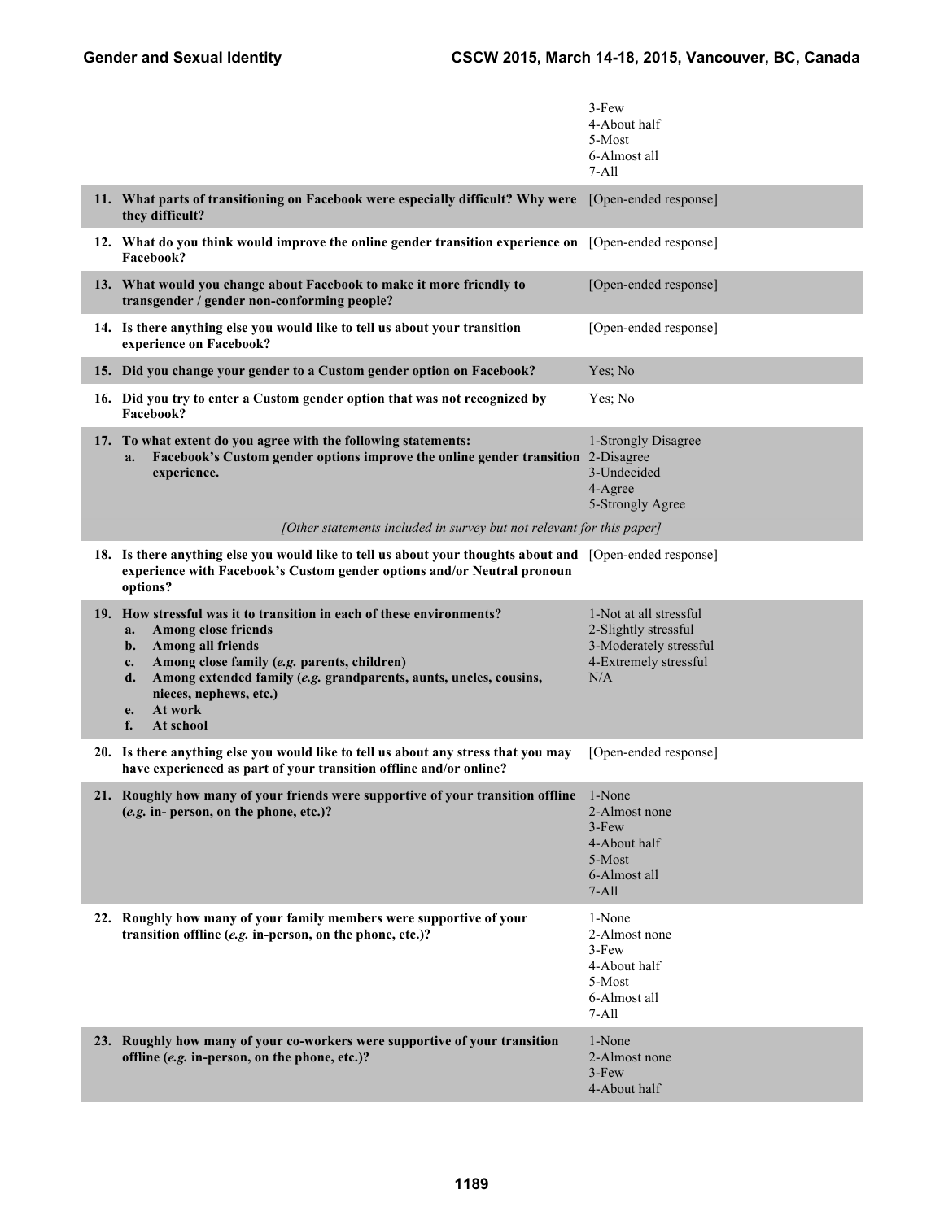| | |
|---|---|
| | 3-Few<br>4-About half<br>5-Most<br>6-Almost all<br>7-All |
| **11. What parts of transitioning on Facebook were especially difficult? Why were they difficult?** | [Open-ended response] |
| **12. What do you think would improve the online gender transition experience on Facebook?** | [Open-ended response] |
| **13. What would you change about Facebook to make it more friendly to transgender / gender non-conforming people?** | [Open-ended response] |
| **14. Is there anything else you would like to tell us about your transition experience on Facebook?** | [Open-ended response] |
| **15. Did you change your gender to a Custom gender option on Facebook?** | Yes; No |
| **16. Did you try to enter a Custom gender option that was not recognized by Facebook?** | Yes; No |
| **17. To what extent do you agree with the following statements:**<br>**a. Facebook's Custom gender options improve the online gender transition experience.**<br>*[Other statements included in survey but not relevant for this paper]* | 1-Strongly Disagree<br>2-Disagree<br>3-Undecided<br>4-Agree<br>5-Strongly Agree |
| **18. Is there anything else you would like to tell us about your thoughts about and experience with Facebook's Custom gender options and/or Neutral pronoun options?** | [Open-ended response] |
| **19. How stressful was it to transition in each of these environments?**<br>**a. Among close friends**<br>**b. Among all friends**<br>**c. Among close family (*e.g.* parents, children)**<br>**d. Among extended family (*e.g.* grandparents, aunts, uncles, cousins, nieces, nephews, etc.)**<br>**e. At work**<br>**f. At school** | 1-Not at all stressful<br>2-Slightly stressful<br>3-Moderately stressful<br>4-Extremely stressful<br>N/A |
| **20. Is there anything else you would like to tell us about any stress that you may have experienced as part of your transition offline and/or online?** | [Open-ended response] |
| **21. Roughly how many of your friends were supportive of your transition offline (*e.g.* in- person, on the phone, etc.)?** | 1-None<br>2-Almost none<br>3-Few<br>4-About half<br>5-Most<br>6-Almost all<br>7-All |
| **22. Roughly how many of your family members were supportive of your transition offline (*e.g.* in-person, on the phone, etc.)?** | 1-None<br>2-Almost none<br>3-Few<br>4-About half<br>5-Most<br>6-Almost all<br>7-All |
| **23. Roughly how many of your co-workers were supportive of your transition offline (*e.g.* in-person, on the phone, etc.)?** | 1-None<br>2-Almost none<br>3-Few<br>4-About half |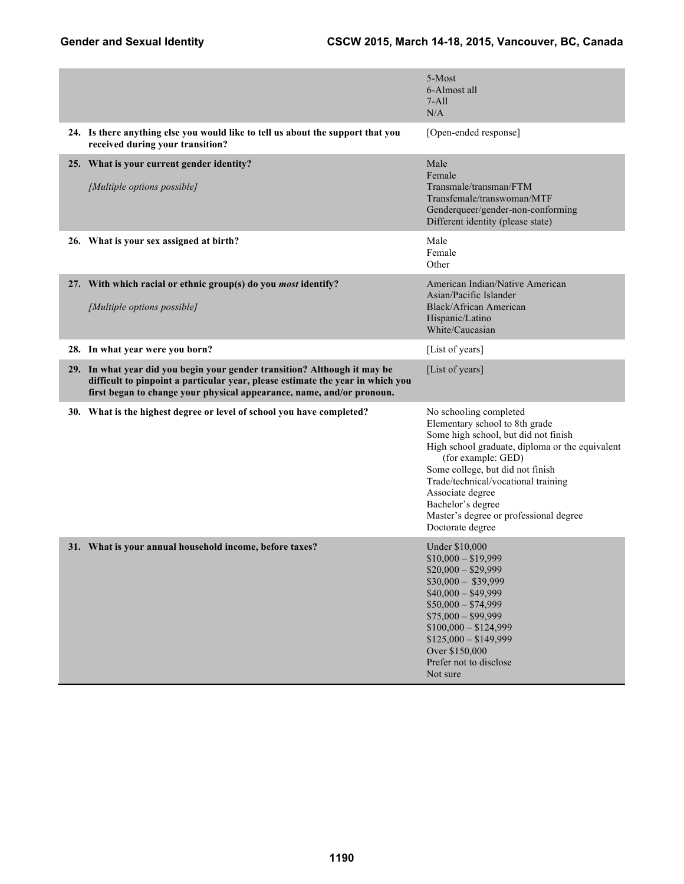| | |
|---|---|
| | 5-Most<br>6-Almost all<br>7-All<br>N/A |
| **24. Is there anything else you would like to tell us about the support that you received during your transition?** | [Open-ended response] |
| **25. What is your current gender identity?**<br><br>*[Multiple options possible]* | Male<br>Female<br>Transmale/transman/FTM<br>Transfemale/transwoman/MTF<br>Genderqueer/gender-non-conforming<br>Different identity (please state) |
| **26. What is your sex assigned at birth?** | Male<br>Female<br>Other |
| **27. With which racial or ethnic group(s) do you *most* identify?**<br><br>*[Multiple options possible]* | American Indian/Native American<br>Asian/Pacific Islander<br>Black/African American<br>Hispanic/Latino<br>White/Caucasian |
| **28. In what year were you born?** | [List of years] |
| **29. In what year did you begin your gender transition? Although it may be difficult to pinpoint a particular year, please estimate the year in which you first began to change your physical appearance, name, and/or pronoun.** | [List of years] |
| **30. What is the highest degree or level of school you have completed?** | No schooling completed<br>Elementary school to 8th grade<br>Some high school, but did not finish<br>High school graduate, diploma or the equivalent (for example: GED)<br>Some college, but did not finish<br>Trade/technical/vocational training<br>Associate degree<br>Bachelor's degree<br>Master's degree or professional degree<br>Doctorate degree |
| **31. What is your annual household income, before taxes?** | Under $10,000<br>$10,000 – $19,999<br>$20,000 – $29,999<br>$30,000 – $39,999<br>$40,000 – $49,999<br>$50,000 – $74,999<br>$75,000 – $99,999<br>$100,000 – $124,999<br>$125,000 – $149,999<br>Over $150,000<br>Prefer not to disclose<br>Not sure |